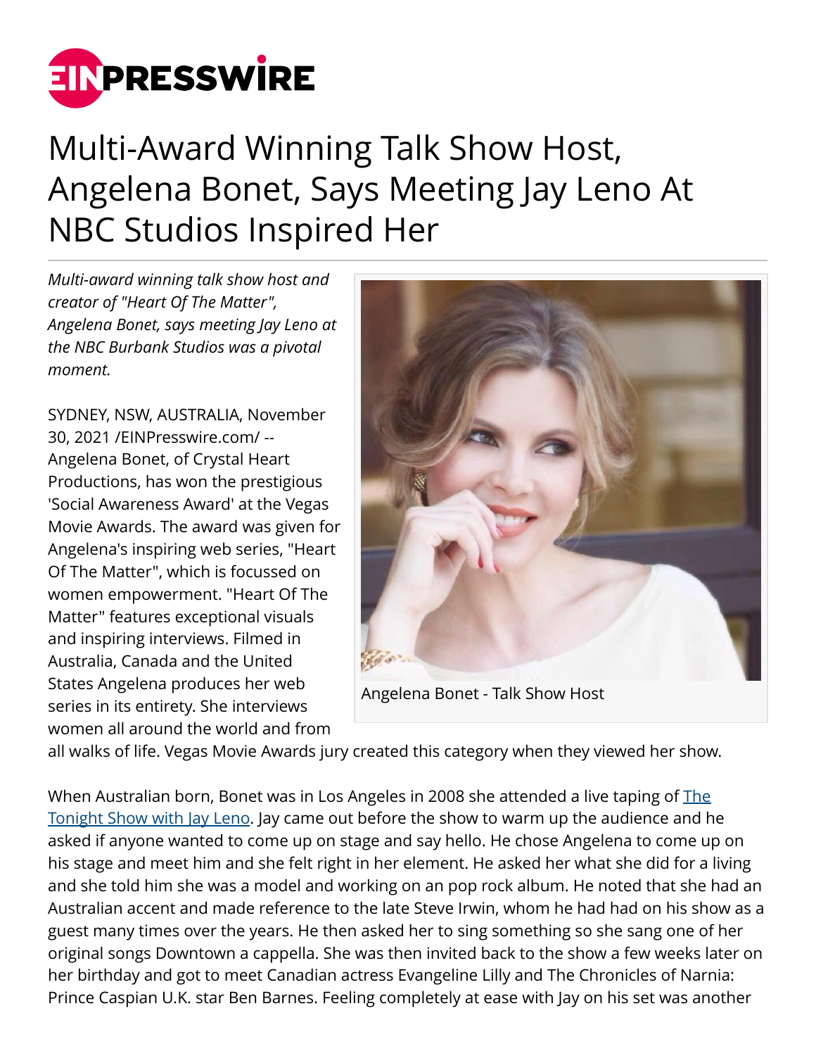# Multi-Award Winning Talk Show Host, Angelena Bonet, Says Meeting Jay Leno At NBC Studios Inspired Her

*Multi-award winning talk show host and creator of "Heart Of The Matter", Angelena Bonet, says meeting Jay Leno at the NBC Burbank Studios was a pivotal moment.*

Angelena Bonet - Talk Show Host

SYDNEY, NSW, AUSTRALIA, November 30, 2021 /EINPresswire.com/ -- Angelena Bonet, of Crystal Heart Productions, has won the prestigious 'Social Awareness Award' at the Vegas Movie Awards. The award was given for Angelena's inspiring web series, "Heart Of The Matter", which is focussed on women empowerment. "Heart Of The Matter" features exceptional visuals and inspiring interviews. Filmed in Australia, Canada and the United States Angelena produces her web series in its entirety. She interviews women all around the world and from all walks of life. Vegas Movie Awards jury created this category when they viewed her show.

When Australian born, Bonet was in Los Angeles in 2008 she attended a live taping of The Tonight Show with Jay Leno. Jay came out before the show to warm up the audience and he asked if anyone wanted to come up on stage and say hello. He chose Angelena to come up on his stage and meet him and she felt right in her element. He asked her what she did for a living and she told him she was a model and working on an pop rock album. He noted that she had an Australian accent and made reference to the late Steve Irwin, whom he had had on his show as a guest many times over the years. He then asked her to sing something so she sang one of her original songs Downtown a cappella. She was then invited back to the show a few weeks later on her birthday and got to meet Canadian actress Evangeline Lilly and The Chronicles of Narnia: Prince Caspian U.K. star Ben Barnes. Feeling completely at ease with Jay on his set was another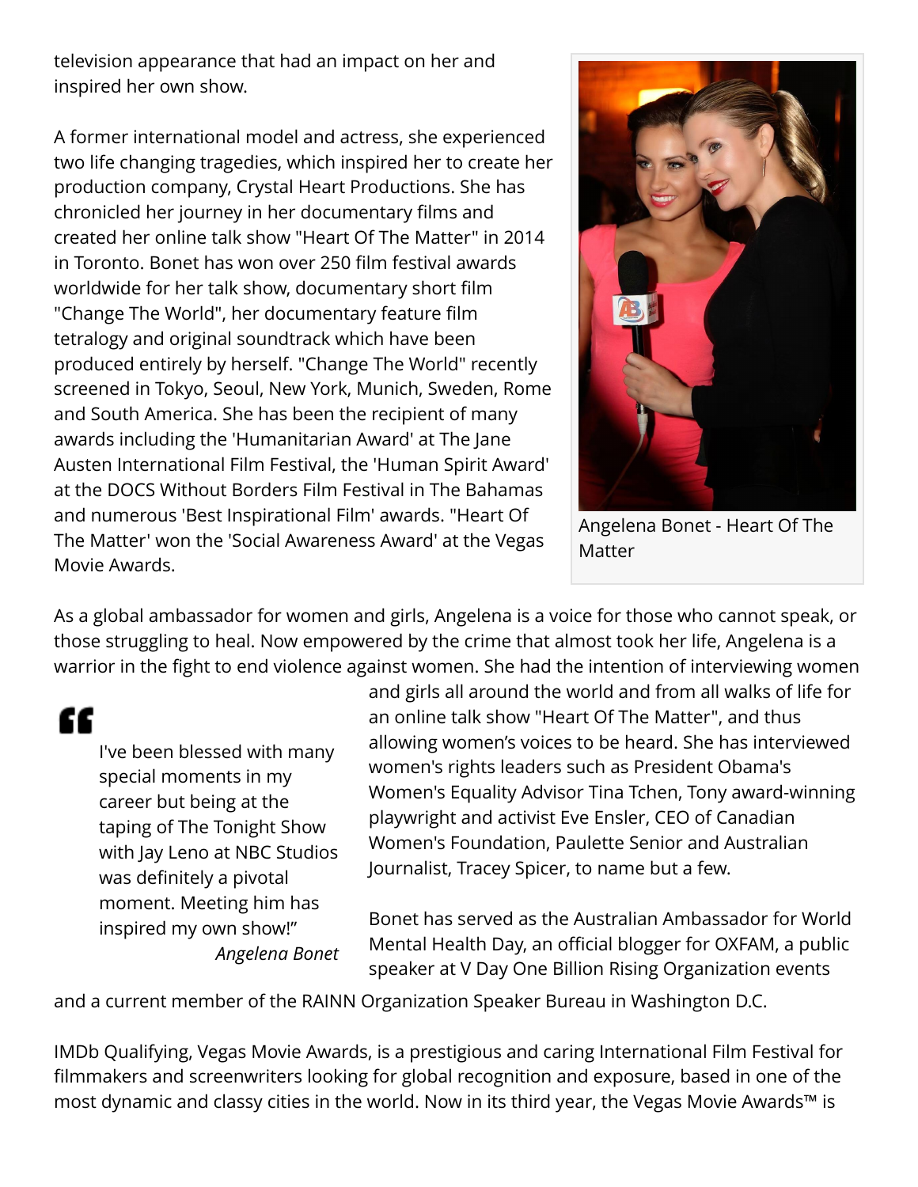television appearance that had an impact on her and inspired her own show.

A former international model and actress, she experienced two life changing tragedies, which inspired her to create her production company, Crystal Heart Productions. She has chronicled her journey in her documentary films and created her online talk show "Heart Of The Matter" in 2014 in Toronto. Bonet has won over 250 film festival awards worldwide for her talk show, documentary short film "Change The World", her documentary feature film tetralogy and original soundtrack which have been produced entirely by herself. "Change The World" recently screened in Tokyo, Seoul, New York, Munich, Sweden, Rome and South America. She has been the recipient of many awards including the 'Humanitarian Award' at The Jane Austen International Film Festival, the 'Human Spirit Award' at the DOCS Without Borders Film Festival in The Bahamas and numerous 'Best Inspirational Film' awards. "Heart Of The Matter' won the 'Social Awareness Award' at the Vegas Movie Awards.

Angelena Bonet - Heart Of The Matter

As a global ambassador for women and girls, Angelena is a voice for those who cannot speak, or those struggling to heal. Now empowered by the crime that almost took her life, Angelena is a warrior in the fight to end violence against women. She had the intention of interviewing women and girls all around the world and from all walks of life for an online talk show "Heart Of The Matter", and thus allowing women's voices to be heard. She has interviewed women's rights leaders such as President Obama's Women's Equality Advisor Tina Tchen, Tony award-winning playwright and activist Eve Ensler, CEO of Canadian Women's Foundation, Paulette Senior and Australian Journalist, Tracey Spicer, to name but a few.

> I've been blessed with many special moments in my career but being at the taping of The Tonight Show with Jay Leno at NBC Studios was definitely a pivotal moment. Meeting him has inspired my own show!"
>
> *Angelena Bonet*

Bonet has served as the Australian Ambassador for World Mental Health Day, an official blogger for OXFAM, a public speaker at V Day One Billion Rising Organization events and a current member of the RAINN Organization Speaker Bureau in Washington D.C.

IMDb Qualifying, Vegas Movie Awards, is a prestigious and caring International Film Festival for filmmakers and screenwriters looking for global recognition and exposure, based in one of the most dynamic and classy cities in the world. Now in its third year, the Vegas Movie Awards™ is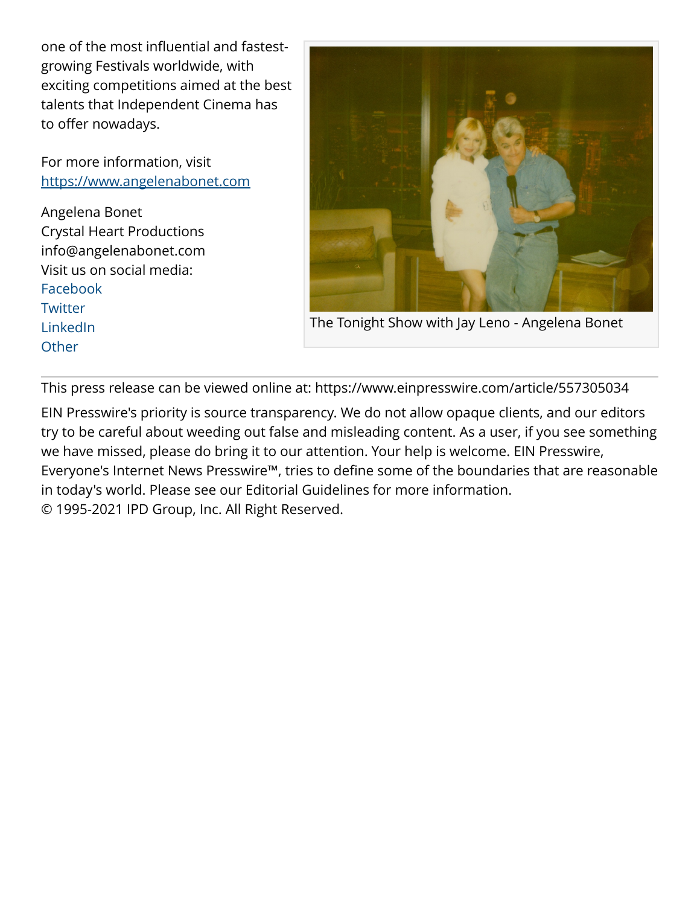one of the most influential and fastest-growing Festivals worldwide, with exciting competitions aimed at the best talents that Independent Cinema has to offer nowadays.

For more information, visit https://www.angelenabonet.com

Angelena Bonet
Crystal Heart Productions
info@angelenabonet.com
Visit us on social media:
Facebook
Twitter
LinkedIn
Other

The Tonight Show with Jay Leno - Angelena Bonet

This press release can be viewed online at: https://www.einpresswire.com/article/557305034

EIN Presswire's priority is source transparency. We do not allow opaque clients, and our editors try to be careful about weeding out false and misleading content. As a user, if you see something we have missed, please do bring it to our attention. Your help is welcome. EIN Presswire, Everyone's Internet News Presswire™, tries to define some of the boundaries that are reasonable in today's world. Please see our Editorial Guidelines for more information.
© 1995-2021 IPD Group, Inc. All Right Reserved.